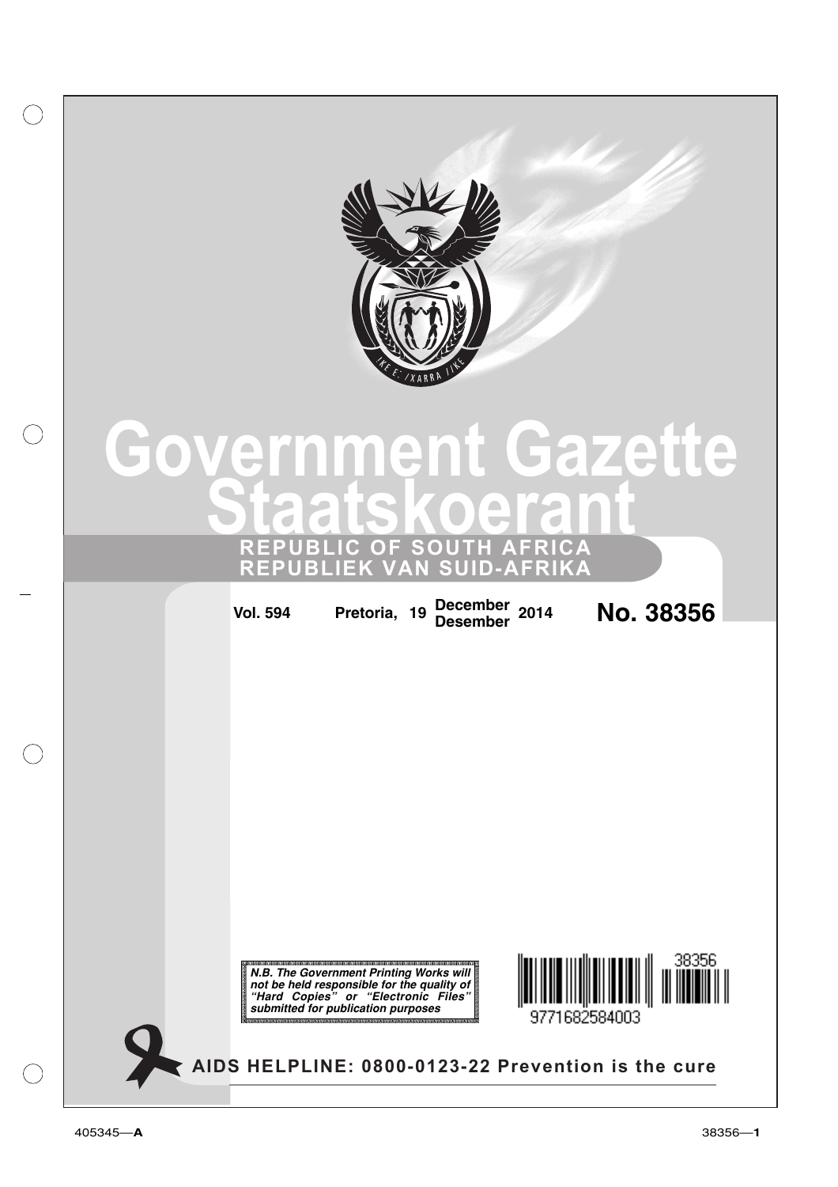# Government Gazette
# Staatskoerant

**REPUBLIC OF SOUTH AFRICA**
**REPUBLIEK VAN SUID-AFRIKA**

**Vol. 594** **Pretoria, 19 December / Desember 2014** **No. 38356**

***N.B. The Government Printing Works will not be held responsible for the quality of "Hard Copies" or "Electronic Files" submitted for publication purposes***

**AIDS HELPLINE: 0800-0123-22 Prevention is the cure**

405345—**A**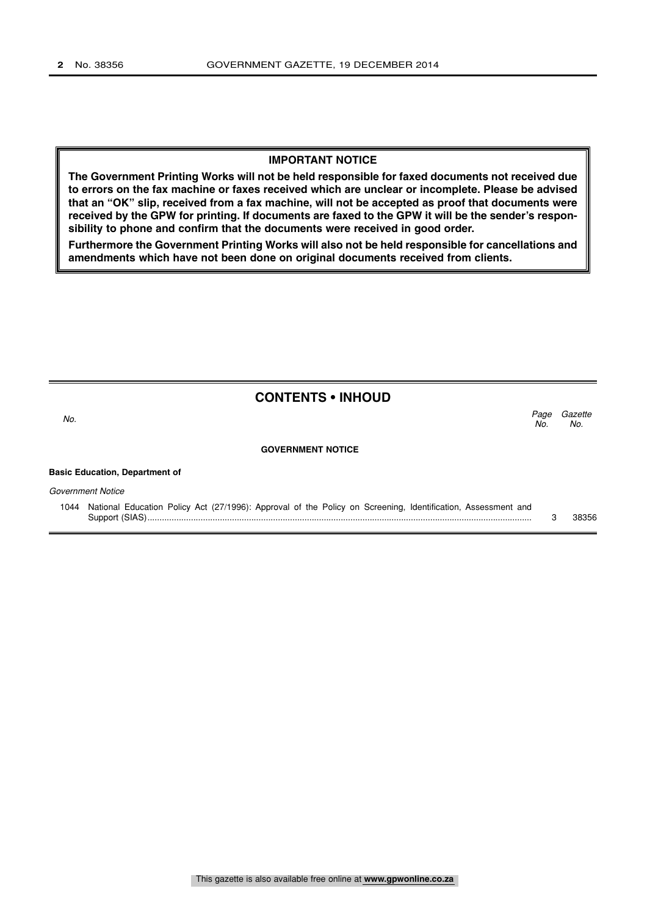**IMPORTANT NOTICE**

**The Government Printing Works will not be held responsible for faxed documents not received due to errors on the fax machine or faxes received which are unclear or incomplete. Please be advised that an "OK" slip, received from a fax machine, will not be accepted as proof that documents were received by the GPW for printing. If documents are faxed to the GPW it will be the sender's responsibility to phone and confirm that the documents were received in good order.**

**Furthermore the Government Printing Works will also not be held responsible for cancellations and amendments which have not been done on original documents received from clients.**

## CONTENTS • INHOUD

| *No.* | | *Page No.* | *Gazette No.* |
|---|---|---|---|
| | **GOVERNMENT NOTICE** | | |
| | **Basic Education, Department of** | | |
| | *Government Notice* | | |
| 1044 | National Education Policy Act (27/1996): Approval of the Policy on Screening, Identification, Assessment and Support (SIAS)........... | 3 | 38356 |

This gazette is also available free online at **www.gpwonline.co.za**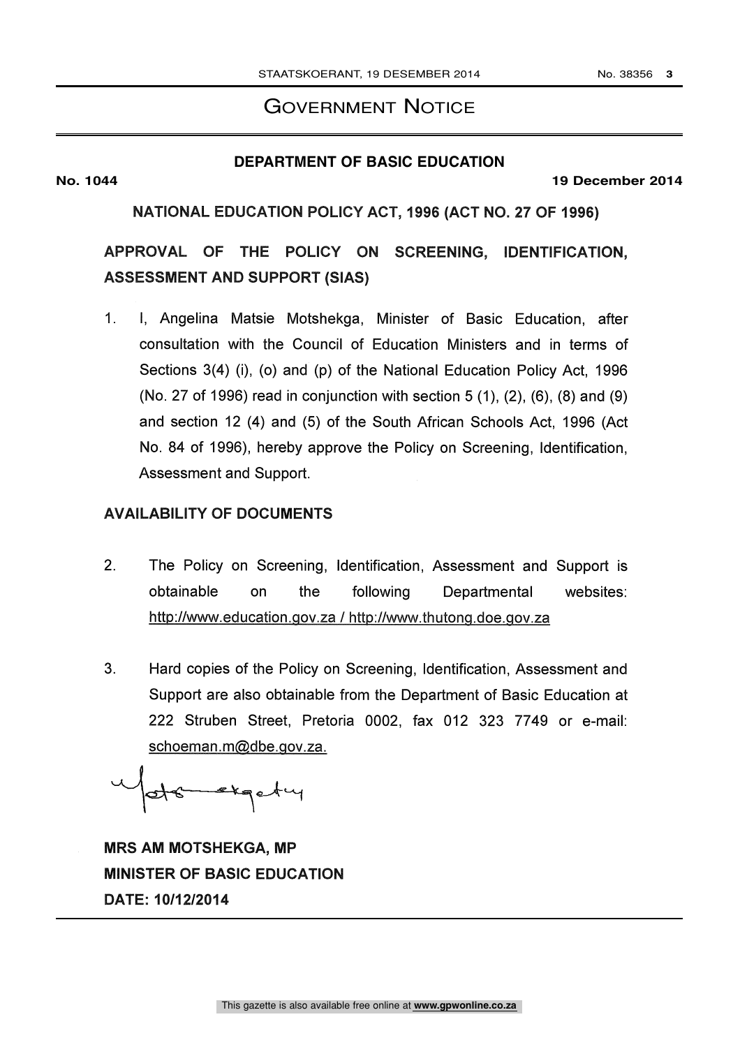# Government Notice

## DEPARTMENT OF BASIC EDUCATION

**No. 1044** **19 December 2014**

### NATIONAL EDUCATION POLICY ACT, 1996 (ACT NO. 27 OF 1996)

### APPROVAL OF THE POLICY ON SCREENING, IDENTIFICATION, ASSESSMENT AND SUPPORT (SIAS)

1. I, Angelina Matsie Motshekga, Minister of Basic Education, after consultation with the Council of Education Ministers and in terms of Sections 3(4) (i), (o) and (p) of the National Education Policy Act, 1996 (No. 27 of 1996) read in conjunction with section 5 (1), (2), (6), (8) and (9) and section 12 (4) and (5) of the South African Schools Act, 1996 (Act No. 84 of 1996), hereby approve the Policy on Screening, Identification, Assessment and Support.

### AVAILABILITY OF DOCUMENTS

2. The Policy on Screening, Identification, Assessment and Support is obtainable on the following Departmental websites: http://www.education.gov.za / http://www.thutong.doe.gov.za

3. Hard copies of the Policy on Screening, Identification, Assessment and Support are also obtainable from the Department of Basic Education at 222 Struben Street, Pretoria 0002, fax 012 323 7749 or e-mail: schoeman.m@dbe.gov.za.

**MRS AM MOTSHEKGA, MP**
**MINISTER OF BASIC EDUCATION**
**DATE: 10/12/2014**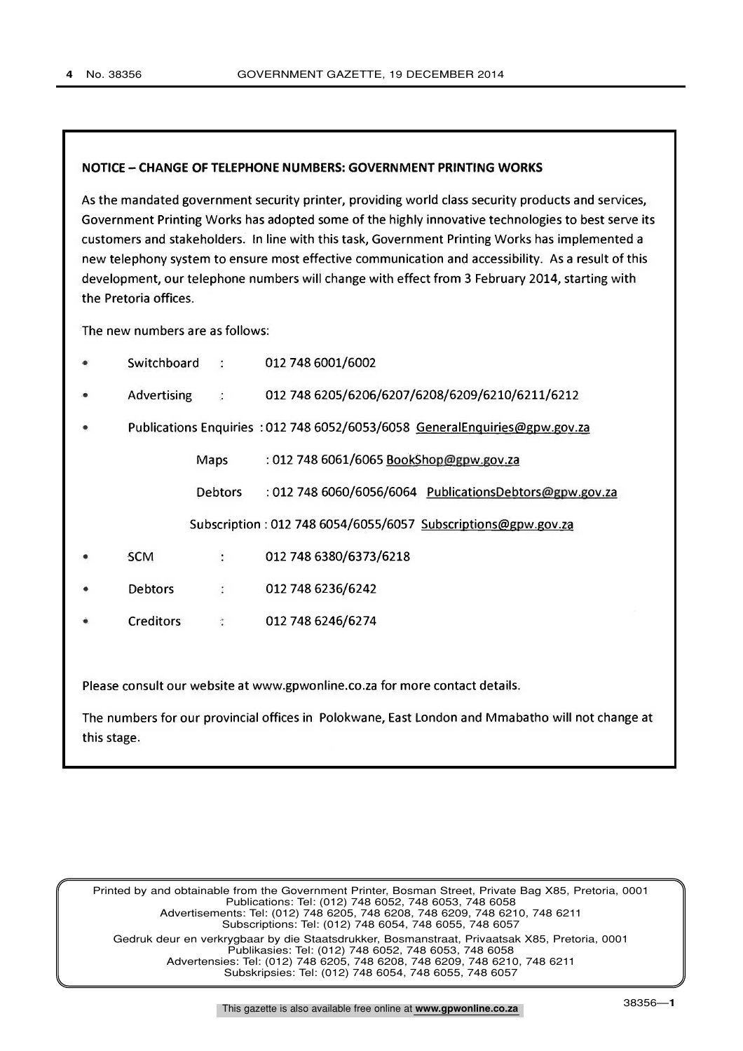## NOTICE – CHANGE OF TELEPHONE NUMBERS: GOVERNMENT PRINTING WORKS

As the mandated government security printer, providing world class security products and services, Government Printing Works has adopted some of the highly innovative technologies to best serve its customers and stakeholders. In line with this task, Government Printing Works has implemented a new telephony system to ensure most effective communication and accessibility. As a result of this development, our telephone numbers will change with effect from 3 February 2014, starting with the Pretoria offices.

The new numbers are as follows:

- Switchboard : 012 748 6001/6002
- Advertising : 012 748 6205/6206/6207/6208/6209/6210/6211/6212
- Publications Enquiries : 012 748 6052/6053/6058 GeneralEnquiries@gpw.gov.za
  - Maps : 012 748 6061/6065 BookShop@gpw.gov.za
  - Debtors : 012 748 6060/6056/6064 PublicationsDebtors@gpw.gov.za
  - Subscription : 012 748 6054/6055/6057 Subscriptions@gpw.gov.za
- SCM : 012 748 6380/6373/6218
- Debtors : 012 748 6236/6242
- Creditors : 012 748 6246/6274

Please consult our website at www.gpwonline.co.za for more contact details.

The numbers for our provincial offices in Polokwane, East London and Mmabatho will not change at this stage.

Printed by and obtainable from the Government Printer, Bosman Street, Private Bag X85, Pretoria, 0001
Publications: Tel: (012) 748 6052, 748 6053, 748 6058
Advertisements: Tel: (012) 748 6205, 748 6208, 748 6209, 748 6210, 748 6211
Subscriptions: Tel: (012) 748 6054, 748 6055, 748 6057

Gedruk deur en verkrygbaar by die Staatsdrukker, Bosmanstraat, Privaatsak X85, Pretoria, 0001
Publikasies: Tel: (012) 748 6052, 748 6053, 748 6058
Advertensies: Tel: (012) 748 6205, 748 6208, 748 6209, 748 6210, 748 6211
Subskripsies: Tel: (012) 748 6054, 748 6055, 748 6057

This gazette is also available free online at **www.gpwonline.co.za**

38356—1